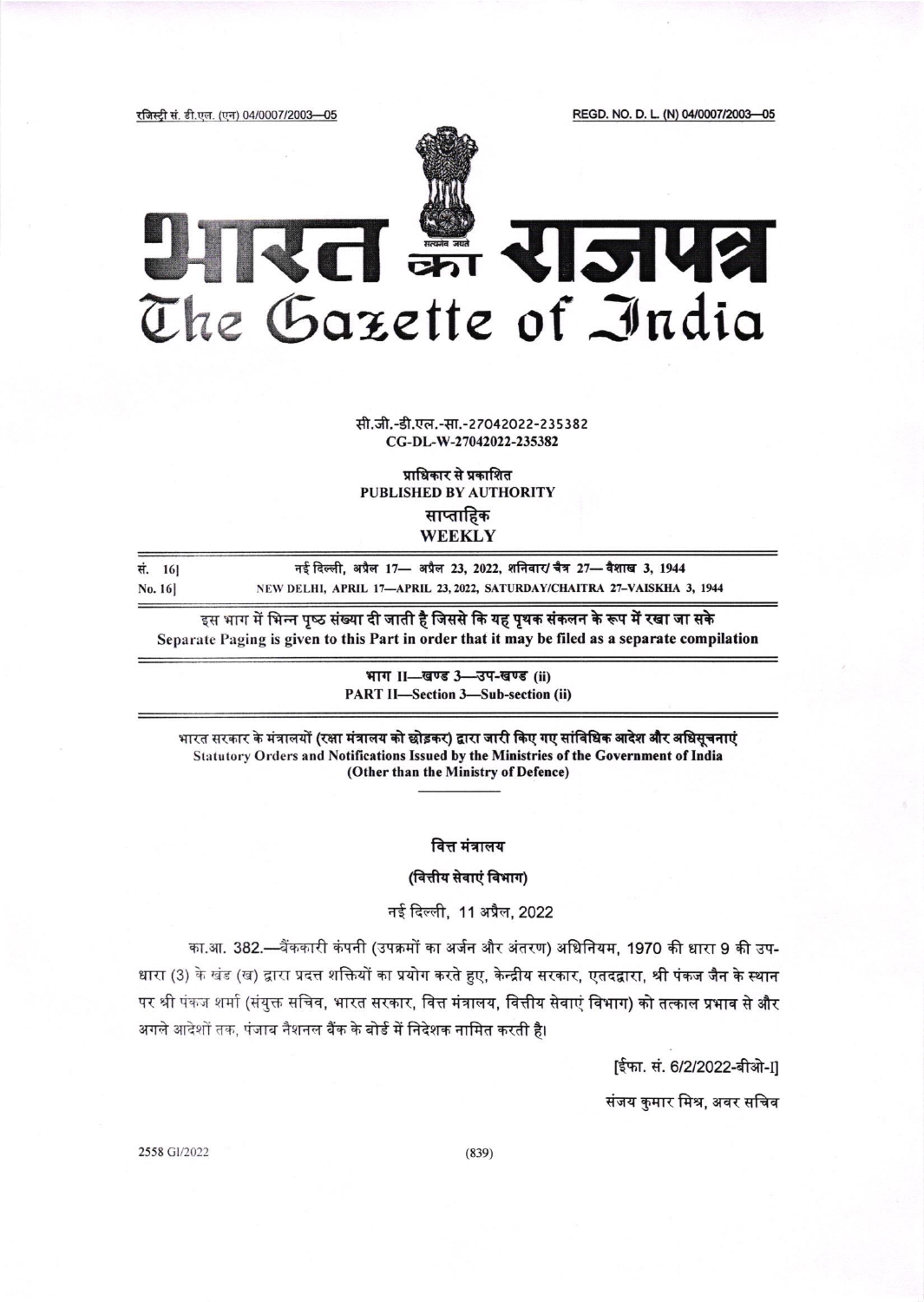रजिस्ट्री सं. डी.एल. (एन) 04/0007/2003—05

REGD. NO. D. L. (N) 04/0007/2003—05

# भारत का राजपत्र
# The Gazette of India

सी.जी.-डी.एल.-सा.-27042022-235382
CG-DL-W-27042022-235382

प्राधिकार से प्रकाशित
PUBLISHED BY AUTHORITY

साप्ताहिक
WEEKLY

सं. 16] नई दिल्ली, अप्रैल 17— अप्रैल 23, 2022, शनिवार/ चैत्र 27— वैशाख 3, 1944

No. 16] NEW DELHI, APRIL 17—APRIL 23, 2022, SATURDAY/CHAITRA 27–VAISKHA 3, 1944

**इस भाग में भिन्न पृष्ठ संख्या दी जाती है जिससे कि यह पृथक संकलन के रूप में रखा जा सके**
**Separate Paging is given to this Part in order that it may be filed as a separate compilation**

**भाग II—खण्ड 3—उप-खण्ड (ii)**
**PART II—Section 3—Sub-section (ii)**

**भारत सरकार के मंत्रालयों (रक्षा मंत्रालय को छोड़कर) द्वारा जारी किए गए सांविधिक आदेश और अधिसूचनाएं**
**Statutory Orders and Notifications Issued by the Ministries of the Government of India (Other than the Ministry of Defence)**

## वित्त मंत्रालय

### (वित्तीय सेवाएं विभाग)

नई दिल्ली, 11 अप्रैल, 2022

का.आ. 382.—बैंककारी कंपनी (उपक्रमों का अर्जन और अंतरण) अधिनियम, 1970 की धारा 9 की उप-धारा (3) के खंड (ख) द्वारा प्रदत्त शक्तियों का प्रयोग करते हुए, केन्द्रीय सरकार, एतदद्वारा, श्री पंकज जैन के स्थान पर श्री पंकज शर्मा (संयुक्त सचिव, भारत सरकार, वित्त मंत्रालय, वित्तीय सेवाएं विभाग) को तत्काल प्रभाव से और अगले आदेशों तक, पंजाब नैशनल बैंक के बोर्ड में निदेशक नामित करती है।

[ईफा. सं. 6/2/2022-बीओ-I]

संजय कुमार मिश्र, अवर सचिव

2558 GI/2022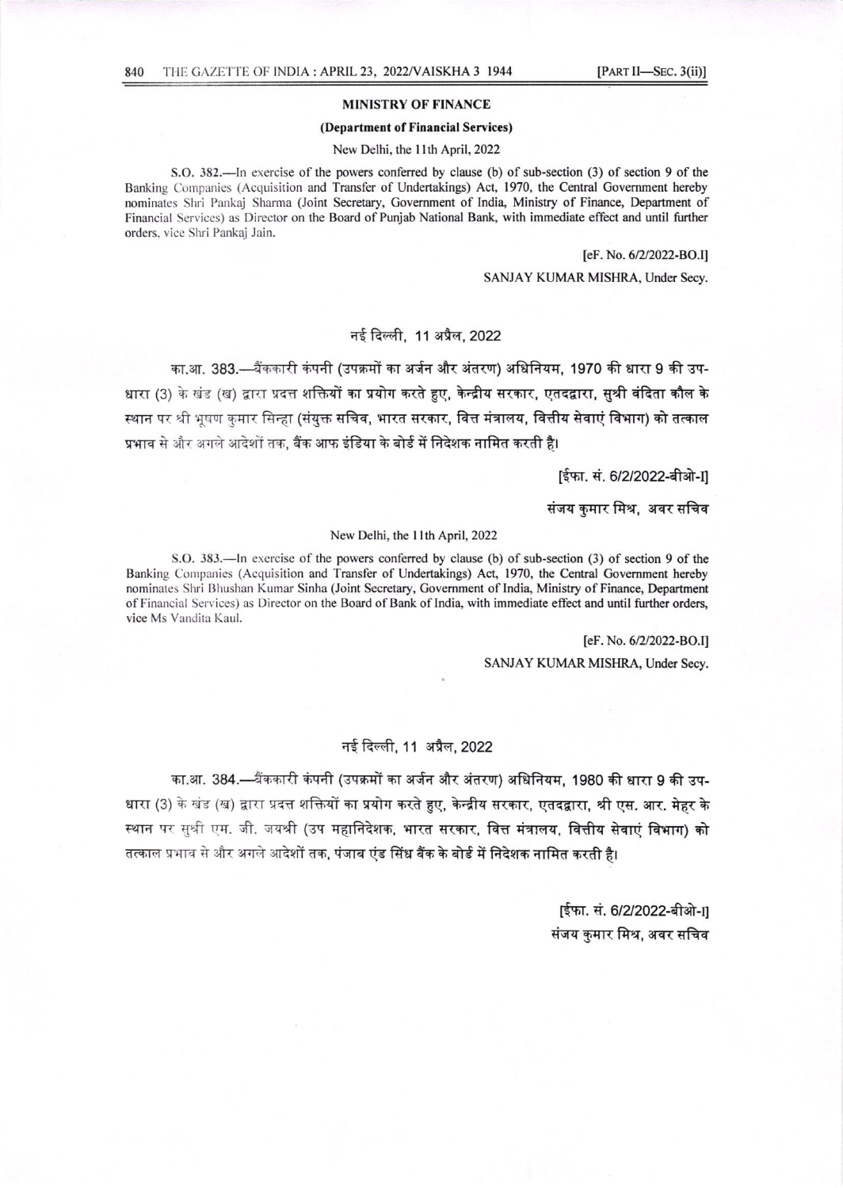## MINISTRY OF FINANCE

### (Department of Financial Services)

New Delhi, the 11th April, 2022

**S.O. 382.**—In exercise of the powers conferred by clause (b) of sub-section (3) of section 9 of the Banking Companies (Acquisition and Transfer of Undertakings) Act, 1970, the Central Government hereby nominates Shri Pankaj Sharma (Joint Secretary, Government of India, Ministry of Finance, Department of Financial Services) as Director on the Board of Punjab National Bank, with immediate effect and until further orders, vice Shri Pankaj Jain.

[eF. No. 6/2/2022-BO.I]

SANJAY KUMAR MISHRA, Under Secy.

नई दिल्ली, 11 अप्रैल, 2022

**का.आ. 383.**—बैंककारी कंपनी (उपक्रमों का अर्जन और अंतरण) अधिनियम, 1970 की धारा 9 की उप-धारा (3) के खंड (ख) द्वारा प्रदत्त शक्तियों का प्रयोग करते हुए, केन्द्रीय सरकार, एतदद्वारा, सुश्री वंदिता कौल के स्थान पर श्री भूषण कुमार सिन्हा (संयुक्त सचिव, भारत सरकार, वित्त मंत्रालय, वित्तीय सेवाएं विभाग) को तत्काल प्रभाव से और अगले आदेशों तक, बैंक आफ इंडिया के बोर्ड में निदेशक नामित करती है।

[ईफा. सं. 6/2/2022-बीओ-I]

संजय कुमार मिश्र, अवर सचिव

New Delhi, the 11th April, 2022

**S.O. 383.**—In exercise of the powers conferred by clause (b) of sub-section (3) of section 9 of the Banking Companies (Acquisition and Transfer of Undertakings) Act, 1970, the Central Government hereby nominates Shri Bhushan Kumar Sinha (Joint Secretary, Government of India, Ministry of Finance, Department of Financial Services) as Director on the Board of Bank of India, with immediate effect and until further orders, vice Ms Vandita Kaul.

[eF. No. 6/2/2022-BO.I]

SANJAY KUMAR MISHRA, Under Secy.

नई दिल्ली, 11 अप्रैल, 2022

**का.आ. 384.**—बैंककारी कंपनी (उपक्रमों का अर्जन और अंतरण) अधिनियम, 1980 की धारा 9 की उप-धारा (3) के खंड (ख) द्वारा प्रदत्त शक्तियों का प्रयोग करते हुए, केन्द्रीय सरकार, एतदद्वारा, श्री एस. आर. मेहर के स्थान पर सुश्री एम. जी. जयश्री (उप महानिदेशक, भारत सरकार, वित्त मंत्रालय, वित्तीय सेवाएं विभाग) को तत्काल प्रभाव से और अगले आदेशों तक, पंजाब एंड सिंध बैंक के बोर्ड में निदेशक नामित करती है।

[ईफा. सं. 6/2/2022-बीओ-I]

संजय कुमार मिश्र, अवर सचिव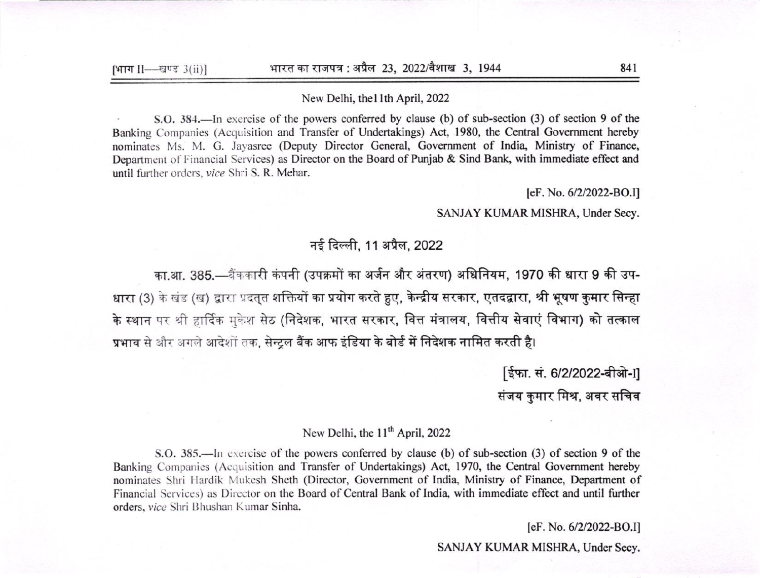New Delhi, the11th April, 2022

S.O. 384.—In exercise of the powers conferred by clause (b) of sub-section (3) of section 9 of the Banking Companies (Acquisition and Transfer of Undertakings) Act, 1980, the Central Government hereby nominates Ms. M. G. Jayasree (Deputy Director General, Government of India, Ministry of Finance, Department of Financial Services) as Director on the Board of Punjab & Sind Bank, with immediate effect and until further orders, *vice* Shri S. R. Mehar.

[eF. No. 6/2/2022-BO.I]

SANJAY KUMAR MISHRA, Under Secy.

नई दिल्ली, 11 अप्रैल, 2022

का.आ. 385.—बैंककारी कंपनी (उपक्रमों का अर्जन और अंतरण) अधिनियम, 1970 की धारा 9 की उप-धारा (3) के खंड (ख) द्वारा प्रदत्त शक्तियों का प्रयोग करते हुए, केन्द्रीय सरकार, एतदद्वारा, श्री भूषण कुमार सिन्हा के स्थान पर श्री हार्दिक मुकेश सेठ (निदेशक, भारत सरकार, वित्त मंत्रालय, वित्तीय सेवाएं विभाग) को तत्काल प्रभाव से और अगले आदेशों तक, सेन्ट्रल बैंक आफ इंडिया के बोर्ड में निदेशक नामित करती है।

[ईफा. सं. 6/2/2022-बीओ-I]

संजय कुमार मिश्र, अवर सचिव

New Delhi, the 11th April, 2022

S.O. 385.—In exercise of the powers conferred by clause (b) of sub-section (3) of section 9 of the Banking Companies (Acquisition and Transfer of Undertakings) Act, 1970, the Central Government hereby nominates Shri Hardik Mukesh Sheth (Director, Government of India, Ministry of Finance, Department of Financial Services) as Director on the Board of Central Bank of India, with immediate effect and until further orders, *vice* Shri Bhushan Kumar Sinha.

[eF. No. 6/2/2022-BO.I]

SANJAY KUMAR MISHRA, Under Secy.